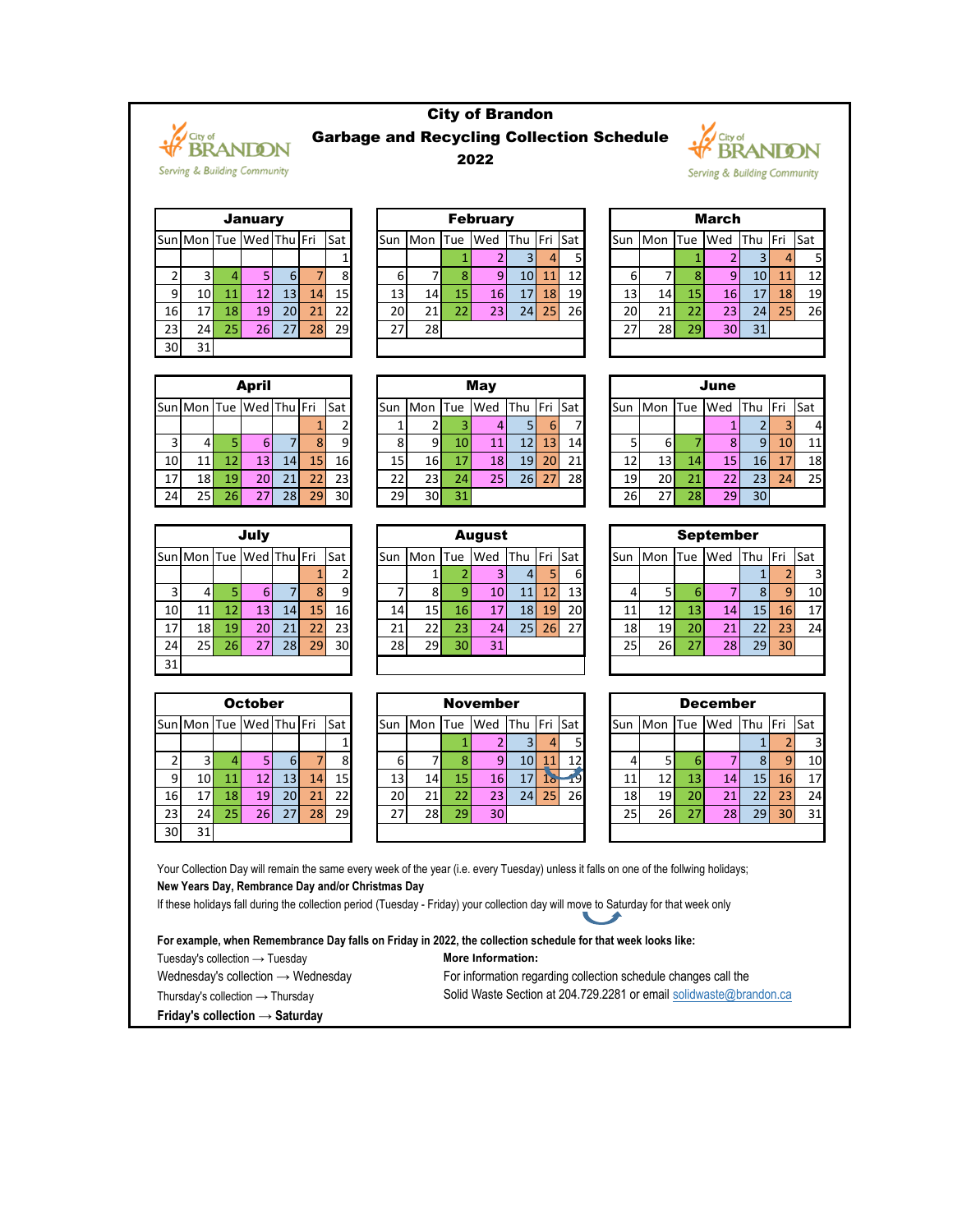# City of Brandon

## Garbage and Recycling Collection Schedule

## 2022

### January

| Sun | Mon | Tue | Wed | Thu | Fri | Sat |
|---|---|---|---|---|---|---|
| | | | | | | 1 |
| 2 | 3 | 4 | 5 | 6 | 7 | 8 |
| 9 | 10 | 11 | 12 | 13 | 14 | 15 |
| 16 | 17 | 18 | 19 | 20 | 21 | 22 |
| 23 | 24 | 25 | 26 | 27 | 28 | 29 |
| 30 | 31 | | | | | |

### February

| Sun | Mon | Tue | Wed | Thu | Fri | Sat |
|---|---|---|---|---|---|---|
| | | 1 | 2 | 3 | 4 | 5 |
| 6 | 7 | 8 | 9 | 10 | 11 | 12 |
| 13 | 14 | 15 | 16 | 17 | 18 | 19 |
| 20 | 21 | 22 | 23 | 24 | 25 | 26 |
| 27 | 28 | | | | | |

### March

| Sun | Mon | Tue | Wed | Thu | Fri | Sat |
|---|---|---|---|---|---|---|
| | | 1 | 2 | 3 | 4 | 5 |
| 6 | 7 | 8 | 9 | 10 | 11 | 12 |
| 13 | 14 | 15 | 16 | 17 | 18 | 19 |
| 20 | 21 | 22 | 23 | 24 | 25 | 26 |
| 27 | 28 | 29 | 30 | 31 | | |

### April

| Sun | Mon | Tue | Wed | Thu | Fri | Sat |
|---|---|---|---|---|---|---|
| | | | | | 1 | 2 |
| 3 | 4 | 5 | 6 | 7 | 8 | 9 |
| 10 | 11 | 12 | 13 | 14 | 15 | 16 |
| 17 | 18 | 19 | 20 | 21 | 22 | 23 |
| 24 | 25 | 26 | 27 | 28 | 29 | 30 |

### May

| Sun | Mon | Tue | Wed | Thu | Fri | Sat |
|---|---|---|---|---|---|---|
| 1 | 2 | 3 | 4 | 5 | 6 | 7 |
| 8 | 9 | 10 | 11 | 12 | 13 | 14 |
| 15 | 16 | 17 | 18 | 19 | 20 | 21 |
| 22 | 23 | 24 | 25 | 26 | 27 | 28 |
| 29 | 30 | 31 | | | | |

### June

| Sun | Mon | Tue | Wed | Thu | Fri | Sat |
|---|---|---|---|---|---|---|
| | | | 1 | 2 | 3 | 4 |
| 5 | 6 | 7 | 8 | 9 | 10 | 11 |
| 12 | 13 | 14 | 15 | 16 | 17 | 18 |
| 19 | 20 | 21 | 22 | 23 | 24 | 25 |
| 26 | 27 | 28 | 29 | 30 | | |

### July

| Sun | Mon | Tue | Wed | Thu | Fri | Sat |
|---|---|---|---|---|---|---|
| | | | | | 1 | 2 |
| 3 | 4 | 5 | 6 | 7 | 8 | 9 |
| 10 | 11 | 12 | 13 | 14 | 15 | 16 |
| 17 | 18 | 19 | 20 | 21 | 22 | 23 |
| 24 | 25 | 26 | 27 | 28 | 29 | 30 |
| 31 | | | | | | |

### August

| Sun | Mon | Tue | Wed | Thu | Fri | Sat |
|---|---|---|---|---|---|---|
| | 1 | 2 | 3 | 4 | 5 | 6 |
| 7 | 8 | 9 | 10 | 11 | 12 | 13 |
| 14 | 15 | 16 | 17 | 18 | 19 | 20 |
| 21 | 22 | 23 | 24 | 25 | 26 | 27 |
| 28 | 29 | 30 | 31 | | | |

### September

| Sun | Mon | Tue | Wed | Thu | Fri | Sat |
|---|---|---|---|---|---|---|
| | | | | 1 | 2 | 3 |
| 4 | 5 | 6 | 7 | 8 | 9 | 10 |
| 11 | 12 | 13 | 14 | 15 | 16 | 17 |
| 18 | 19 | 20 | 21 | 22 | 23 | 24 |
| 25 | 26 | 27 | 28 | 29 | 30 | |

### October

| Sun | Mon | Tue | Wed | Thu | Fri | Sat |
|---|---|---|---|---|---|---|
| | | | | | | 1 |
| 2 | 3 | 4 | 5 | 6 | 7 | 8 |
| 9 | 10 | 11 | 12 | 13 | 14 | 15 |
| 16 | 17 | 18 | 19 | 20 | 21 | 22 |
| 23 | 24 | 25 | 26 | 27 | 28 | 29 |
| 30 | 31 | | | | | |

### November

| Sun | Mon | Tue | Wed | Thu | Fri | Sat |
|---|---|---|---|---|---|---|
| | | 1 | 2 | 3 | 4 | 5 |
| 6 | 7 | 8 | 9 | 10 | 11 | 12 |
| 13 | 14 | 15 | 16 | 17 | 18 | 19 |
| 20 | 21 | 22 | 23 | 24 | 25 | 26 |
| 27 | 28 | 29 | 30 | | | |

### December

| Sun | Mon | Tue | Wed | Thu | Fri | Sat |
|---|---|---|---|---|---|---|
| | | | | 1 | 2 | 3 |
| 4 | 5 | 6 | 7 | 8 | 9 | 10 |
| 11 | 12 | 13 | 14 | 15 | 16 | 17 |
| 18 | 19 | 20 | 21 | 22 | 23 | 24 |
| 25 | 26 | 27 | 28 | 29 | 30 | 31 |

Your Collection Day will remain the same every week of the year (i.e. every Tuesday) unless it falls on one of the follwing holidays;

**New Years Day, Rembrance Day and/or Christmas Day**

If these holidays fall during the collection period (Tuesday - Friday) your collection day will move to Saturday for that week only

**For example, when Remembrance Day falls on Friday in 2022, the collection schedule for that week looks like:**

Tuesday's collection → Tuesday

Wednesday's collection → Wednesday

Thursday's collection → Thursday

**Friday's collection → Saturday**

**More Information:**

For information regarding collection schedule changes call the Solid Waste Section at 204.729.2281 or email solidwaste@brandon.ca